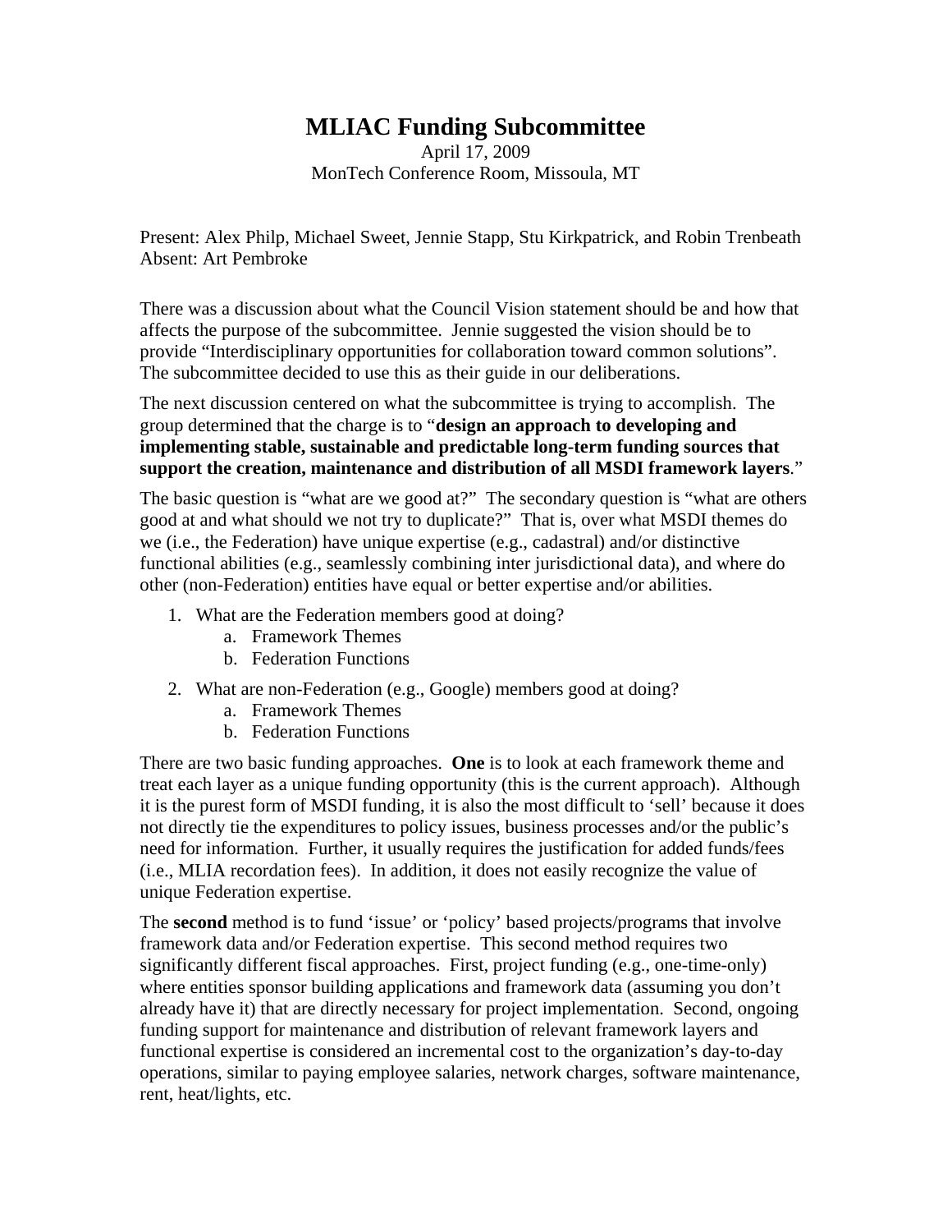# MLIAC Funding Subcommittee

April 17, 2009
MonTech Conference Room, Missoula, MT

Present: Alex Philp, Michael Sweet, Jennie Stapp, Stu Kirkpatrick, and Robin Trenbeath
Absent: Art Pembroke

There was a discussion about what the Council Vision statement should be and how that affects the purpose of the subcommittee. Jennie suggested the vision should be to provide "Interdisciplinary opportunities for collaboration toward common solutions". The subcommittee decided to use this as their guide in our deliberations.

The next discussion centered on what the subcommittee is trying to accomplish. The group determined that the charge is to "**design an approach to developing and implementing stable, sustainable and predictable long-term funding sources that support the creation, maintenance and distribution of all MSDI framework layers**."

The basic question is "what are we good at?" The secondary question is "what are others good at and what should we not try to duplicate?" That is, over what MSDI themes do we (i.e., the Federation) have unique expertise (e.g., cadastral) and/or distinctive functional abilities (e.g., seamlessly combining inter jurisdictional data), and where do other (non-Federation) entities have equal or better expertise and/or abilities.

1. What are the Federation members good at doing?
   a. Framework Themes
   b. Federation Functions
2. What are non-Federation (e.g., Google) members good at doing?
   a. Framework Themes
   b. Federation Functions

There are two basic funding approaches. **One** is to look at each framework theme and treat each layer as a unique funding opportunity (this is the current approach). Although it is the purest form of MSDI funding, it is also the most difficult to 'sell' because it does not directly tie the expenditures to policy issues, business processes and/or the public's need for information. Further, it usually requires the justification for added funds/fees (i.e., MLIA recordation fees). In addition, it does not easily recognize the value of unique Federation expertise.

The **second** method is to fund 'issue' or 'policy' based projects/programs that involve framework data and/or Federation expertise. This second method requires two significantly different fiscal approaches. First, project funding (e.g., one-time-only) where entities sponsor building applications and framework data (assuming you don't already have it) that are directly necessary for project implementation. Second, ongoing funding support for maintenance and distribution of relevant framework layers and functional expertise is considered an incremental cost to the organization's day-to-day operations, similar to paying employee salaries, network charges, software maintenance, rent, heat/lights, etc.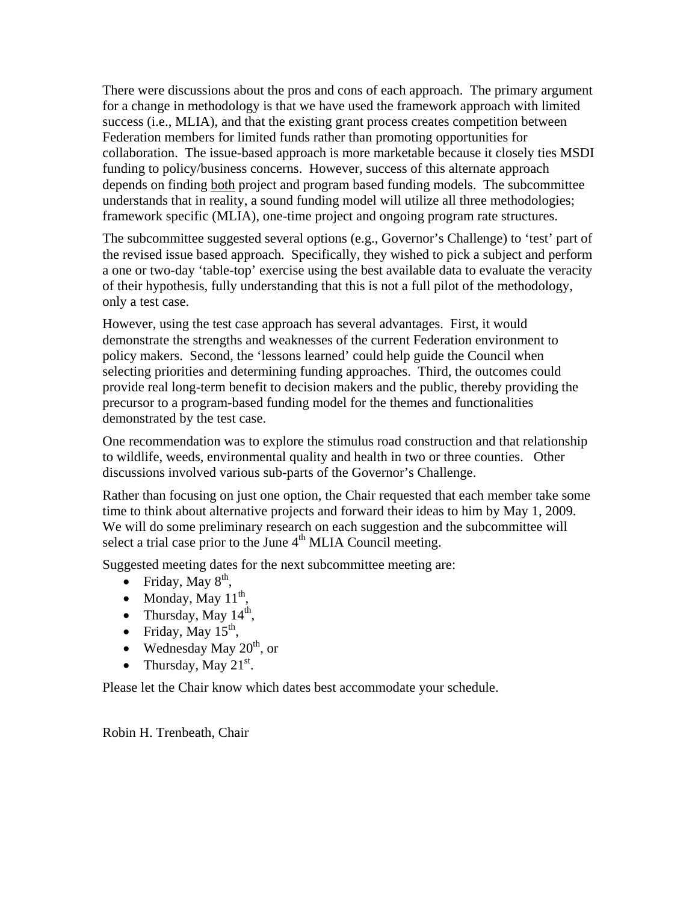There were discussions about the pros and cons of each approach. The primary argument for a change in methodology is that we have used the framework approach with limited success (i.e., MLIA), and that the existing grant process creates competition between Federation members for limited funds rather than promoting opportunities for collaboration. The issue-based approach is more marketable because it closely ties MSDI funding to policy/business concerns. However, success of this alternate approach depends on finding both project and program based funding models. The subcommittee understands that in reality, a sound funding model will utilize all three methodologies; framework specific (MLIA), one-time project and ongoing program rate structures.

The subcommittee suggested several options (e.g., Governor's Challenge) to 'test' part of the revised issue based approach. Specifically, they wished to pick a subject and perform a one or two-day 'table-top' exercise using the best available data to evaluate the veracity of their hypothesis, fully understanding that this is not a full pilot of the methodology, only a test case.

However, using the test case approach has several advantages. First, it would demonstrate the strengths and weaknesses of the current Federation environment to policy makers. Second, the 'lessons learned' could help guide the Council when selecting priorities and determining funding approaches. Third, the outcomes could provide real long-term benefit to decision makers and the public, thereby providing the precursor to a program-based funding model for the themes and functionalities demonstrated by the test case.

One recommendation was to explore the stimulus road construction and that relationship to wildlife, weeds, environmental quality and health in two or three counties. Other discussions involved various sub-parts of the Governor's Challenge.

Rather than focusing on just one option, the Chair requested that each member take some time to think about alternative projects and forward their ideas to him by May 1, 2009. We will do some preliminary research on each suggestion and the subcommittee will select a trial case prior to the June 4th MLIA Council meeting.

Suggested meeting dates for the next subcommittee meeting are:

- Friday, May 8th,
- Monday, May 11th,
- Thursday, May 14th,
- Friday, May 15th,
- Wednesday May 20th, or
- Thursday, May 21st.

Please let the Chair know which dates best accommodate your schedule.

Robin H. Trenbeath, Chair